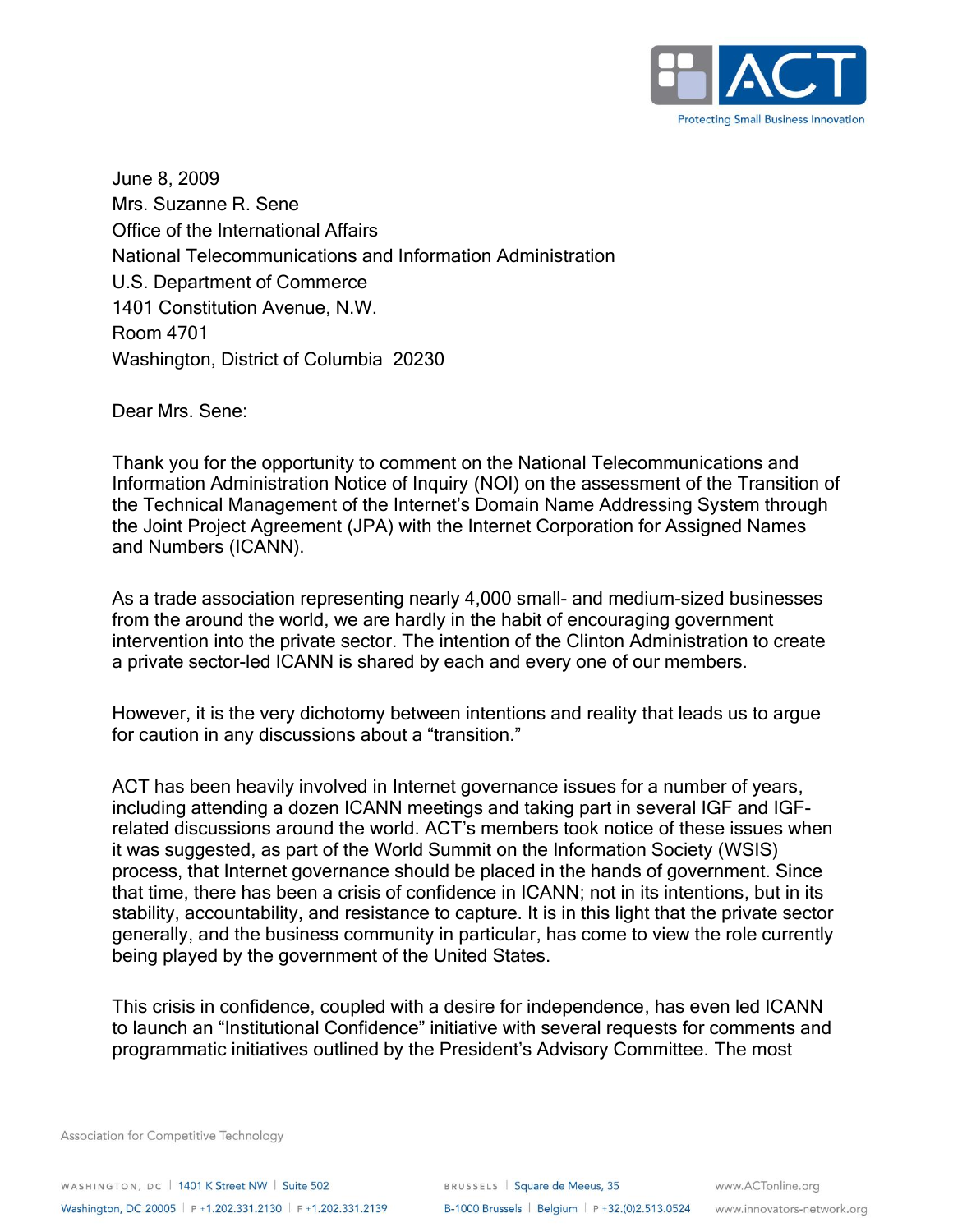June 8, 2009
Mrs. Suzanne R. Sene
Office of the International Affairs
National Telecommunications and Information Administration
U.S. Department of Commerce
1401 Constitution Avenue, N.W.
Room 4701
Washington, District of Columbia 20230

Dear Mrs. Sene:

Thank you for the opportunity to comment on the National Telecommunications and Information Administration Notice of Inquiry (NOI) on the assessment of the Transition of the Technical Management of the Internet's Domain Name Addressing System through the Joint Project Agreement (JPA) with the Internet Corporation for Assigned Names and Numbers (ICANN).

As a trade association representing nearly 4,000 small- and medium-sized businesses from the around the world, we are hardly in the habit of encouraging government intervention into the private sector. The intention of the Clinton Administration to create a private sector-led ICANN is shared by each and every one of our members.

However, it is the very dichotomy between intentions and reality that leads us to argue for caution in any discussions about a "transition."

ACT has been heavily involved in Internet governance issues for a number of years, including attending a dozen ICANN meetings and taking part in several IGF and IGF-related discussions around the world. ACT's members took notice of these issues when it was suggested, as part of the World Summit on the Information Society (WSIS) process, that Internet governance should be placed in the hands of government. Since that time, there has been a crisis of confidence in ICANN; not in its intentions, but in its stability, accountability, and resistance to capture. It is in this light that the private sector generally, and the business community in particular, has come to view the role currently being played by the government of the United States.

This crisis in confidence, coupled with a desire for independence, has even led ICANN to launch an "Institutional Confidence" initiative with several requests for comments and programmatic initiatives outlined by the President's Advisory Committee. The most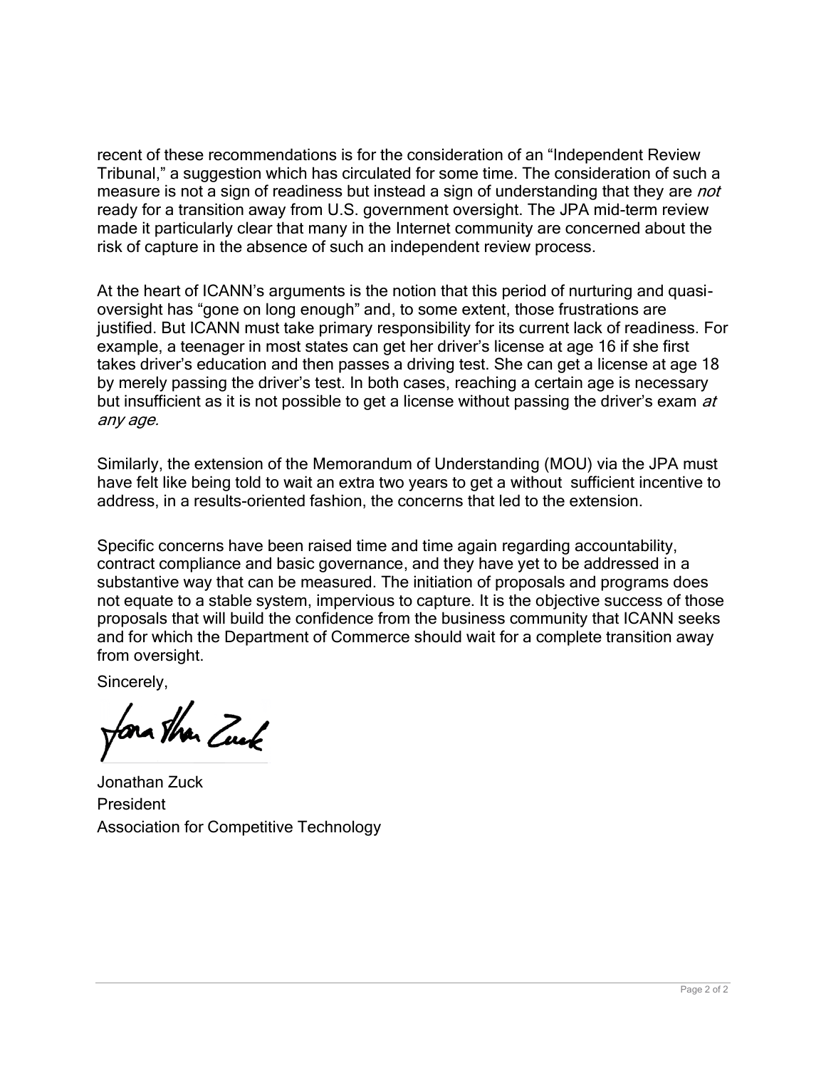recent of these recommendations is for the consideration of an "Independent Review Tribunal," a suggestion which has circulated for some time. The consideration of such a measure is not a sign of readiness but instead a sign of understanding that they are *not* ready for a transition away from U.S. government oversight. The JPA mid-term review made it particularly clear that many in the Internet community are concerned about the risk of capture in the absence of such an independent review process.

At the heart of ICANN's arguments is the notion that this period of nurturing and quasi-oversight has "gone on long enough" and, to some extent, those frustrations are justified. But ICANN must take primary responsibility for its current lack of readiness. For example, a teenager in most states can get her driver's license at age 16 if she first takes driver's education and then passes a driving test. She can get a license at age 18 by merely passing the driver's test. In both cases, reaching a certain age is necessary but insufficient as it is not possible to get a license without passing the driver's exam *at any age*.

Similarly, the extension of the Memorandum of Understanding (MOU) via the JPA must have felt like being told to wait an extra two years to get a without  sufficient incentive to address, in a results-oriented fashion, the concerns that led to the extension.

Specific concerns have been raised time and time again regarding accountability, contract compliance and basic governance, and they have yet to be addressed in a substantive way that can be measured. The initiation of proposals and programs does not equate to a stable system, impervious to capture. It is the objective success of those proposals that will build the confidence from the business community that ICANN seeks and for which the Department of Commerce should wait for a complete transition away from oversight.

Sincerely,

Jonathan Zuck
President
Association for Competitive Technology